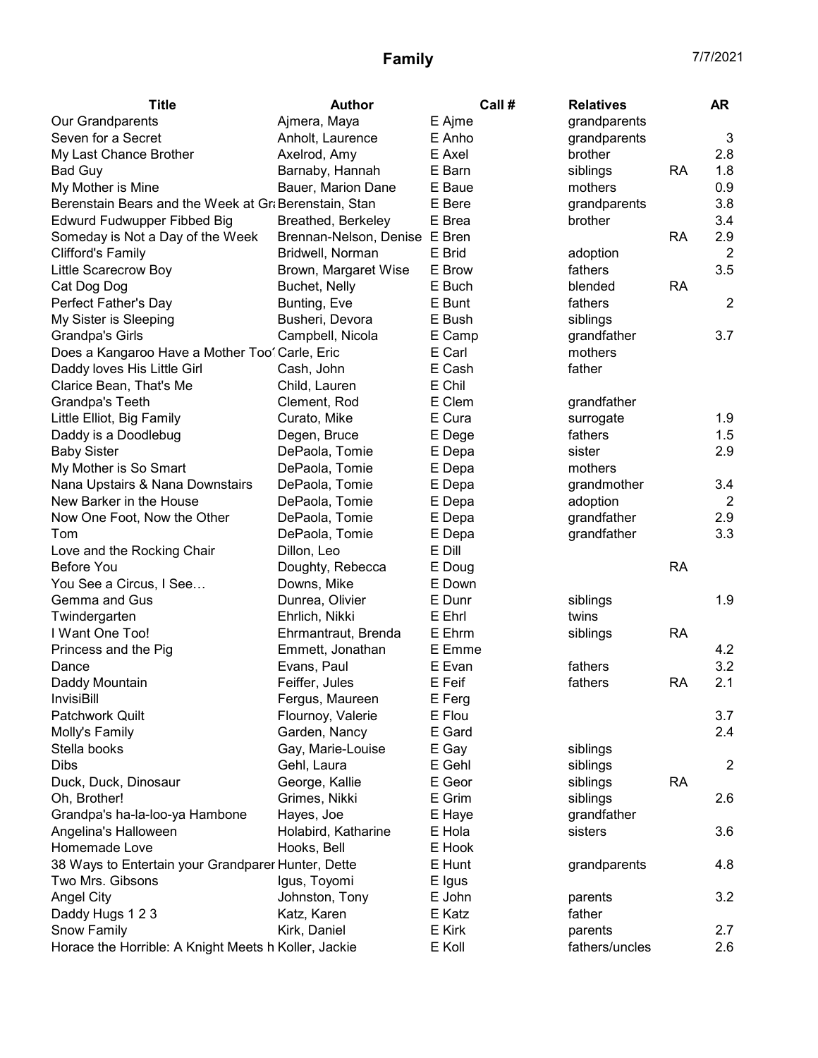# Family

7/7/2021

| Title | Author | Call # | Relatives | | AR |
|---|---|---|---|---|---|
| Our Grandparents | Ajmera, Maya | E Ajme | grandparents | | |
| Seven for a Secret | Anholt, Laurence | E Anho | grandparents | | 3 |
| My Last Chance Brother | Axelrod, Amy | E Axel | brother | | 2.8 |
| Bad Guy | Barnaby, Hannah | E Barn | siblings | RA | 1.8 |
| My Mother is Mine | Bauer, Marion Dane | E Baue | mothers | | 0.9 |
| Berenstain Bears and the Week at Gr | Berenstain, Stan | E Bere | grandparents | | 3.8 |
| Edwurd Fudwupper Fibbed Big | Breathed, Berkeley | E Brea | brother | | 3.4 |
| Someday is Not a Day of the Week | Brennan-Nelson, Denise | E Bren | | RA | 2.9 |
| Clifford's Family | Bridwell, Norman | E Brid | adoption | | 2 |
| Little Scarecrow Boy | Brown, Margaret Wise | E Brow | fathers | | 3.5 |
| Cat Dog Dog | Buchet, Nelly | E Buch | blended | RA | |
| Perfect Father's Day | Bunting, Eve | E Bunt | fathers | | 2 |
| My Sister is Sleeping | Busheri, Devora | E Bush | siblings | | |
| Grandpa's Girls | Campbell, Nicola | E Camp | grandfather | | 3.7 |
| Does a Kangaroo Have a Mother Too' | Carle, Eric | E Carl | mothers | | |
| Daddy loves His Little Girl | Cash, John | E Cash | father | | |
| Clarice Bean, That's Me | Child, Lauren | E Chil | | | |
| Grandpa's Teeth | Clement, Rod | E Clem | grandfather | | |
| Little Elliot, Big Family | Curato, Mike | E Cura | surrogate | | 1.9 |
| Daddy is a Doodlebug | Degen, Bruce | E Dege | fathers | | 1.5 |
| Baby Sister | DePaola, Tomie | E Depa | sister | | 2.9 |
| My Mother is So Smart | DePaola, Tomie | E Depa | mothers | | |
| Nana Upstairs & Nana Downstairs | DePaola, Tomie | E Depa | grandmother | | 3.4 |
| New Barker in the House | DePaola, Tomie | E Depa | adoption | | 2 |
| Now One Foot, Now the Other | DePaola, Tomie | E Depa | grandfather | | 2.9 |
| Tom | DePaola, Tomie | E Depa | grandfather | | 3.3 |
| Love and the Rocking Chair | Dillon, Leo | E Dill | | | |
| Before You | Doughty, Rebecca | E Doug | | RA | |
| You See a Circus, I See… | Downs, Mike | E Down | | | |
| Gemma and Gus | Dunrea, Olivier | E Dunr | siblings | | 1.9 |
| Twindergarten | Ehrlich, Nikki | E Ehrl | twins | | |
| I Want One Too! | Ehrmantraut, Brenda | E Ehrm | siblings | RA | |
| Princess and the Pig | Emmett, Jonathan | E Emme | | | 4.2 |
| Dance | Evans, Paul | E Evan | fathers | | 3.2 |
| Daddy Mountain | Feiffer, Jules | E Feif | fathers | RA | 2.1 |
| InvisiBill | Fergus, Maureen | E Ferg | | | |
| Patchwork Quilt | Flournoy, Valerie | E Flou | | | 3.7 |
| Molly's Family | Garden, Nancy | E Gard | | | 2.4 |
| Stella books | Gay, Marie-Louise | E Gay | siblings | | |
| Dibs | Gehl, Laura | E Gehl | siblings | | 2 |
| Duck, Duck, Dinosaur | George, Kallie | E Geor | siblings | RA | |
| Oh, Brother! | Grimes, Nikki | E Grim | siblings | | 2.6 |
| Grandpa's ha-la-loo-ya Hambone | Hayes, Joe | E Haye | grandfather | | |
| Angelina's Halloween | Holabird, Katharine | E Hola | sisters | | 3.6 |
| Homemade Love | Hooks, Bell | E Hook | | | |
| 38 Ways to Entertain your Grandparer | Hunter, Dette | E Hunt | grandparents | | 4.8 |
| Two Mrs. Gibsons | Igus, Toyomi | E Igus | | | |
| Angel City | Johnston, Tony | E John | parents | | 3.2 |
| Daddy Hugs 1 2 3 | Katz, Karen | E Katz | father | | |
| Snow Family | Kirk, Daniel | E Kirk | parents | | 2.7 |
| Horace the Horrible: A Knight Meets h | Koller, Jackie | E Koll | fathers/uncles | | 2.6 |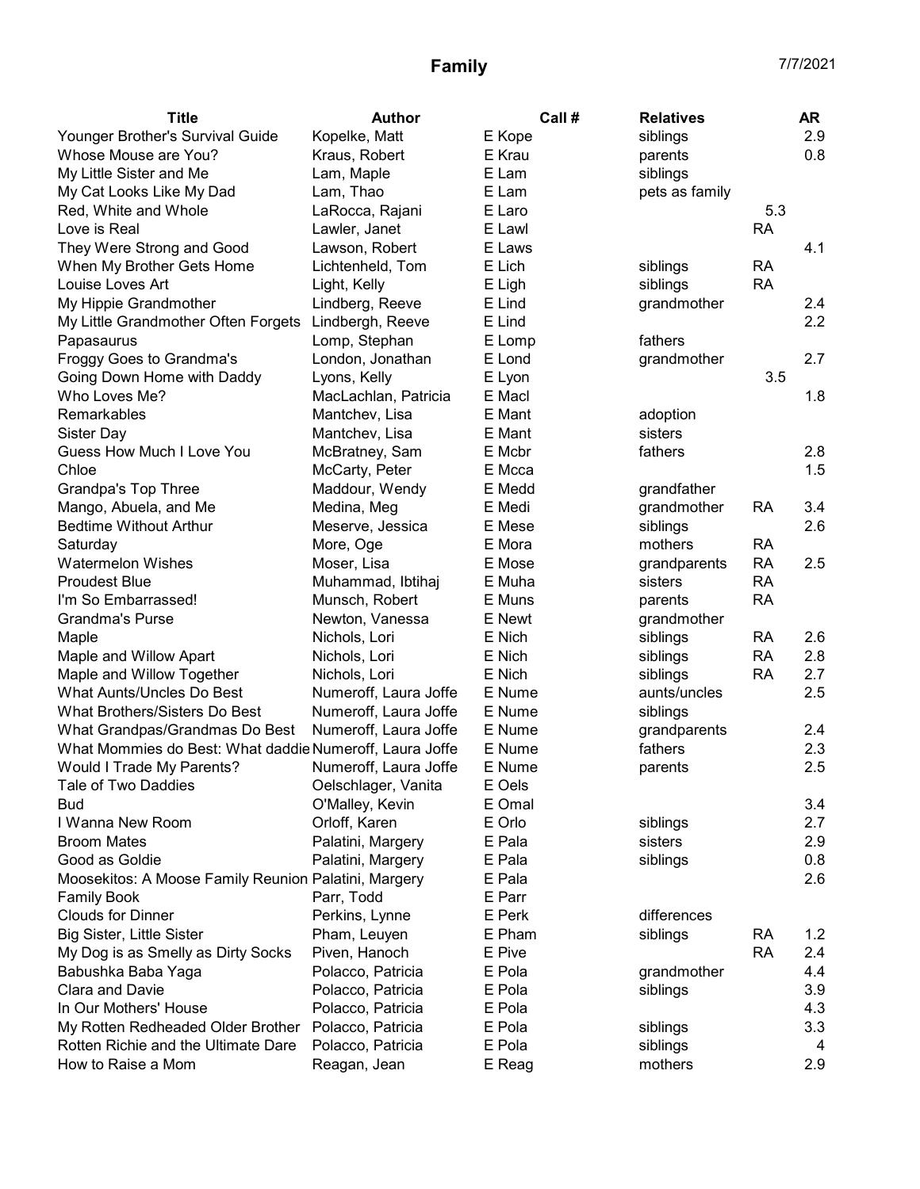| Title | Author | Call # | Relatives | | AR |
|---|---|---|---|---|---|
| Younger Brother's Survival Guide | Kopelke, Matt | E Kope | siblings | | 2.9 |
| Whose Mouse are You? | Kraus, Robert | E Krau | parents | | 0.8 |
| My Little Sister and Me | Lam, Maple | E Lam | siblings | | |
| My Cat Looks Like My Dad | Lam, Thao | E Lam | pets as family | | |
| Red, White and Whole | LaRocca, Rajani | E Laro | | 5.3 | |
| Love is Real | Lawler, Janet | E Lawl | | RA | |
| They Were Strong and Good | Lawson, Robert | E Laws | | | 4.1 |
| When My Brother Gets Home | Lichtenheld, Tom | E Lich | siblings | RA | |
| Louise Loves Art | Light, Kelly | E Ligh | siblings | RA | |
| My Hippie Grandmother | Lindberg, Reeve | E Lind | grandmother | | 2.4 |
| My Little Grandmother Often Forgets | Lindbergh, Reeve | E Lind | | | 2.2 |
| Papasaurus | Lomp, Stephan | E Lomp | fathers | | |
| Froggy Goes to Grandma's | London, Jonathan | E Lond | grandmother | | 2.7 |
| Going Down Home with Daddy | Lyons, Kelly | E Lyon | | 3.5 | |
| Who Loves Me? | MacLachlan, Patricia | E Macl | | | 1.8 |
| Remarkables | Mantchev, Lisa | E Mant | adoption | | |
| Sister Day | Mantchev, Lisa | E Mant | sisters | | |
| Guess How Much I Love You | McBratney, Sam | E Mcbr | fathers | | 2.8 |
| Chloe | McCarty, Peter | E Mcca | | | 1.5 |
| Grandpa's Top Three | Maddour, Wendy | E Medd | grandfather | | |
| Mango, Abuela, and Me | Medina, Meg | E Medi | grandmother | RA | 3.4 |
| Bedtime Without Arthur | Meserve, Jessica | E Mese | siblings | | 2.6 |
| Saturday | More, Oge | E Mora | mothers | RA | |
| Watermelon Wishes | Moser, Lisa | E Mose | grandparents | RA | 2.5 |
| Proudest Blue | Muhammad, Ibtihaj | E Muha | sisters | RA | |
| I'm So Embarrassed! | Munsch, Robert | E Muns | parents | RA | |
| Grandma's Purse | Newton, Vanessa | E Newt | grandmother | | |
| Maple | Nichols, Lori | E Nich | siblings | RA | 2.6 |
| Maple and Willow Apart | Nichols, Lori | E Nich | siblings | RA | 2.8 |
| Maple and Willow Together | Nichols, Lori | E Nich | siblings | RA | 2.7 |
| What Aunts/Uncles Do Best | Numeroff, Laura Joffe | E Nume | aunts/uncles | | 2.5 |
| What Brothers/Sisters Do Best | Numeroff, Laura Joffe | E Nume | siblings | | |
| What Grandpas/Grandmas Do Best | Numeroff, Laura Joffe | E Nume | grandparents | | 2.4 |
| What Mommies do Best: What daddie | Numeroff, Laura Joffe | E Nume | fathers | | 2.3 |
| Would I Trade My Parents? | Numeroff, Laura Joffe | E Nume | parents | | 2.5 |
| Tale of Two Daddies | Oelschlager, Vanita | E Oels | | | |
| Bud | O'Malley, Kevin | E Omal | | | 3.4 |
| I Wanna New Room | Orloff, Karen | E Orlo | siblings | | 2.7 |
| Broom Mates | Palatini, Margery | E Pala | sisters | | 2.9 |
| Good as Goldie | Palatini, Margery | E Pala | siblings | | 0.8 |
| Moosekitos: A Moose Family Reunion | Palatini, Margery | E Pala | | | 2.6 |
| Family Book | Parr, Todd | E Parr | | | |
| Clouds for Dinner | Perkins, Lynne | E Perk | differences | | |
| Big Sister, Little Sister | Pham, Leuyen | E Pham | siblings | RA | 1.2 |
| My Dog is as Smelly as Dirty Socks | Piven, Hanoch | E Pive | | RA | 2.4 |
| Babushka Baba Yaga | Polacco, Patricia | E Pola | grandmother | | 4.4 |
| Clara and Davie | Polacco, Patricia | E Pola | siblings | | 3.9 |
| In Our Mothers' House | Polacco, Patricia | E Pola | | | 4.3 |
| My Rotten Redheaded Older Brother | Polacco, Patricia | E Pola | siblings | | 3.3 |
| Rotten Richie and the Ultimate Dare | Polacco, Patricia | E Pola | siblings | | 4 |
| How to Raise a Mom | Reagan, Jean | E Reag | mothers | | 2.9 |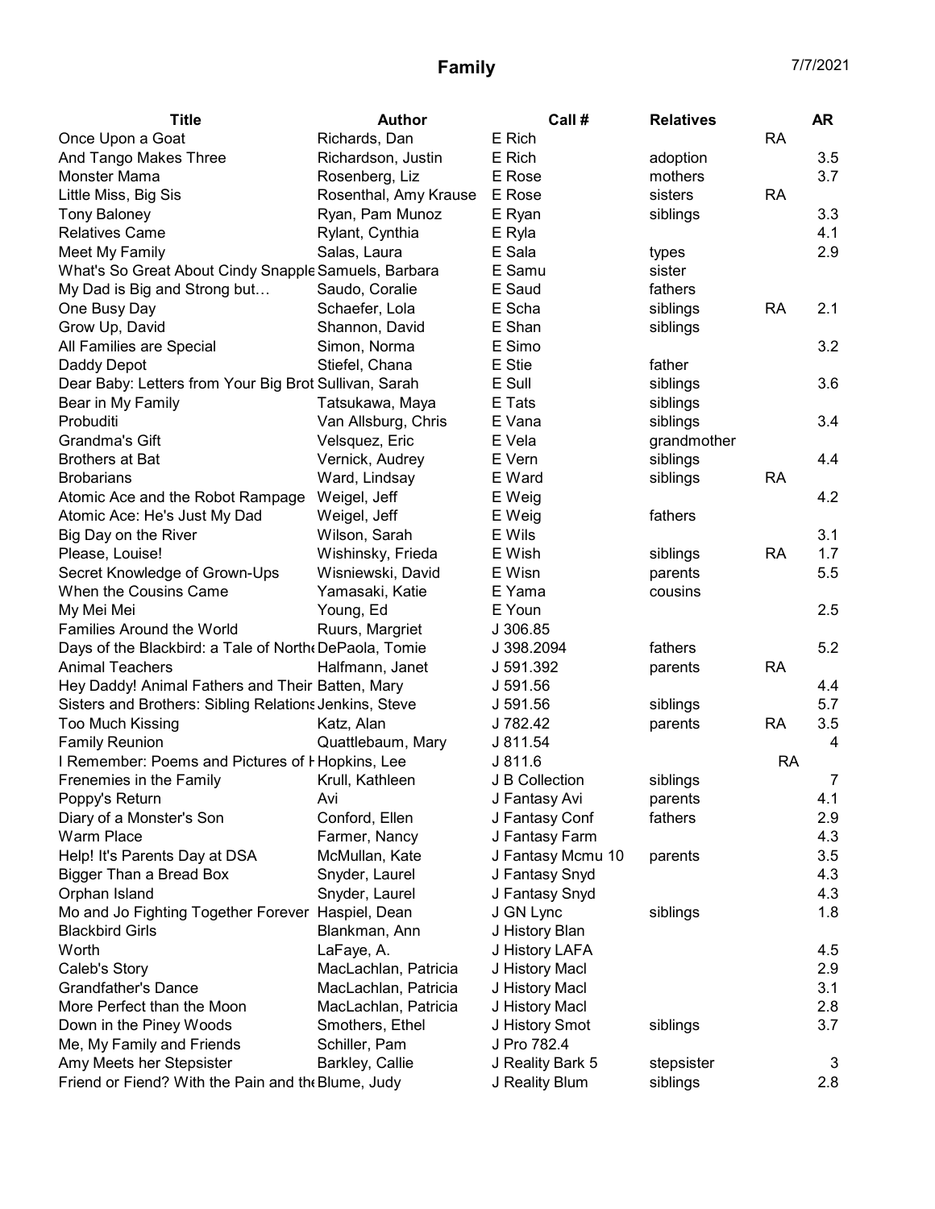# Family

7/7/2021

| Title | Author | Call # | Relatives | | AR |
|---|---|---|---|---|---|
| Once Upon a Goat | Richards, Dan | E Rich | | RA | |
| And Tango Makes Three | Richardson, Justin | E Rich | adoption | | 3.5 |
| Monster Mama | Rosenberg, Liz | E Rose | mothers | | 3.7 |
| Little Miss, Big Sis | Rosenthal, Amy Krause | E Rose | sisters | RA | |
| Tony Baloney | Ryan, Pam Munoz | E Ryan | siblings | | 3.3 |
| Relatives Came | Rylant, Cynthia | E Ryla | | | 4.1 |
| Meet My Family | Salas, Laura | E Sala | types | | 2.9 |
| What's So Great About Cindy Snapple | Samuels, Barbara | E Samu | sister | | |
| My Dad is Big and Strong but… | Saudo, Coralie | E Saud | fathers | | |
| One Busy Day | Schaefer, Lola | E Scha | siblings | RA | 2.1 |
| Grow Up, David | Shannon, David | E Shan | siblings | | |
| All Families are Special | Simon, Norma | E Simo | | | 3.2 |
| Daddy Depot | Stiefel, Chana | E Stie | father | | |
| Dear Baby: Letters from Your Big Brot | Sullivan, Sarah | E Sull | siblings | | 3.6 |
| Bear in My Family | Tatsukawa, Maya | E Tats | siblings | | |
| Probuditi | Van Allsburg, Chris | E Vana | siblings | | 3.4 |
| Grandma's Gift | Velsquez, Eric | E Vela | grandmother | | |
| Brothers at Bat | Vernick, Audrey | E Vern | siblings | | 4.4 |
| Brobarians | Ward, Lindsay | E Ward | siblings | RA | |
| Atomic Ace and the Robot Rampage | Weigel, Jeff | E Weig | | | 4.2 |
| Atomic Ace: He's Just My Dad | Weigel, Jeff | E Weig | fathers | | |
| Big Day on the River | Wilson, Sarah | E Wils | | | 3.1 |
| Please, Louise! | Wishinsky, Frieda | E Wish | siblings | RA | 1.7 |
| Secret Knowledge of Grown-Ups | Wisniewski, David | E Wisn | parents | | 5.5 |
| When the Cousins Came | Yamasaki, Katie | E Yama | cousins | | |
| My Mei Mei | Young, Ed | E Youn | | | 2.5 |
| Families Around the World | Ruurs, Margriet | J 306.85 | | | |
| Days of the Blackbird: a Tale of North | DePaola, Tomie | J 398.2094 | fathers | | 5.2 |
| Animal Teachers | Halfmann, Janet | J 591.392 | parents | RA | |
| Hey Daddy! Animal Fathers and Their | Batten, Mary | J 591.56 | | | 4.4 |
| Sisters and Brothers: Sibling Relations | Jenkins, Steve | J 591.56 | siblings | | 5.7 |
| Too Much Kissing | Katz, Alan | J 782.42 | parents | RA | 3.5 |
| Family Reunion | Quattlebaum, Mary | J 811.54 | | | 4 |
| I Remember: Poems and Pictures of H | Hopkins, Lee | J 811.6 | | RA | |
| Frenemies in the Family | Krull, Kathleen | J B Collection | siblings | | 7 |
| Poppy's Return | Avi | J Fantasy Avi | parents | | 4.1 |
| Diary of a Monster's Son | Conford, Ellen | J Fantasy Conf | fathers | | 2.9 |
| Warm Place | Farmer, Nancy | J Fantasy Farm | | | 4.3 |
| Help! It's Parents Day at DSA | McMullan, Kate | J Fantasy Mcmu 10 | parents | | 3.5 |
| Bigger Than a Bread Box | Snyder, Laurel | J Fantasy Snyd | | | 4.3 |
| Orphan Island | Snyder, Laurel | J Fantasy Snyd | | | 4.3 |
| Mo and Jo Fighting Together Forever | Haspiel, Dean | J GN Lync | siblings | | 1.8 |
| Blackbird Girls | Blankman, Ann | J History Blan | | | |
| Worth | LaFaye, A. | J History LAFA | | | 4.5 |
| Caleb's Story | MacLachlan, Patricia | J History Macl | | | 2.9 |
| Grandfather's Dance | MacLachlan, Patricia | J History Macl | | | 3.1 |
| More Perfect than the Moon | MacLachlan, Patricia | J History Macl | | | 2.8 |
| Down in the Piney Woods | Smothers, Ethel | J History Smot | siblings | | 3.7 |
| Me, My Family and Friends | Schiller, Pam | J Pro 782.4 | | | |
| Amy Meets her Stepsister | Barkley, Callie | J Reality Bark 5 | stepsister | | 3 |
| Friend or Fiend? With the Pain and the | Blume, Judy | J Reality Blum | siblings | | 2.8 |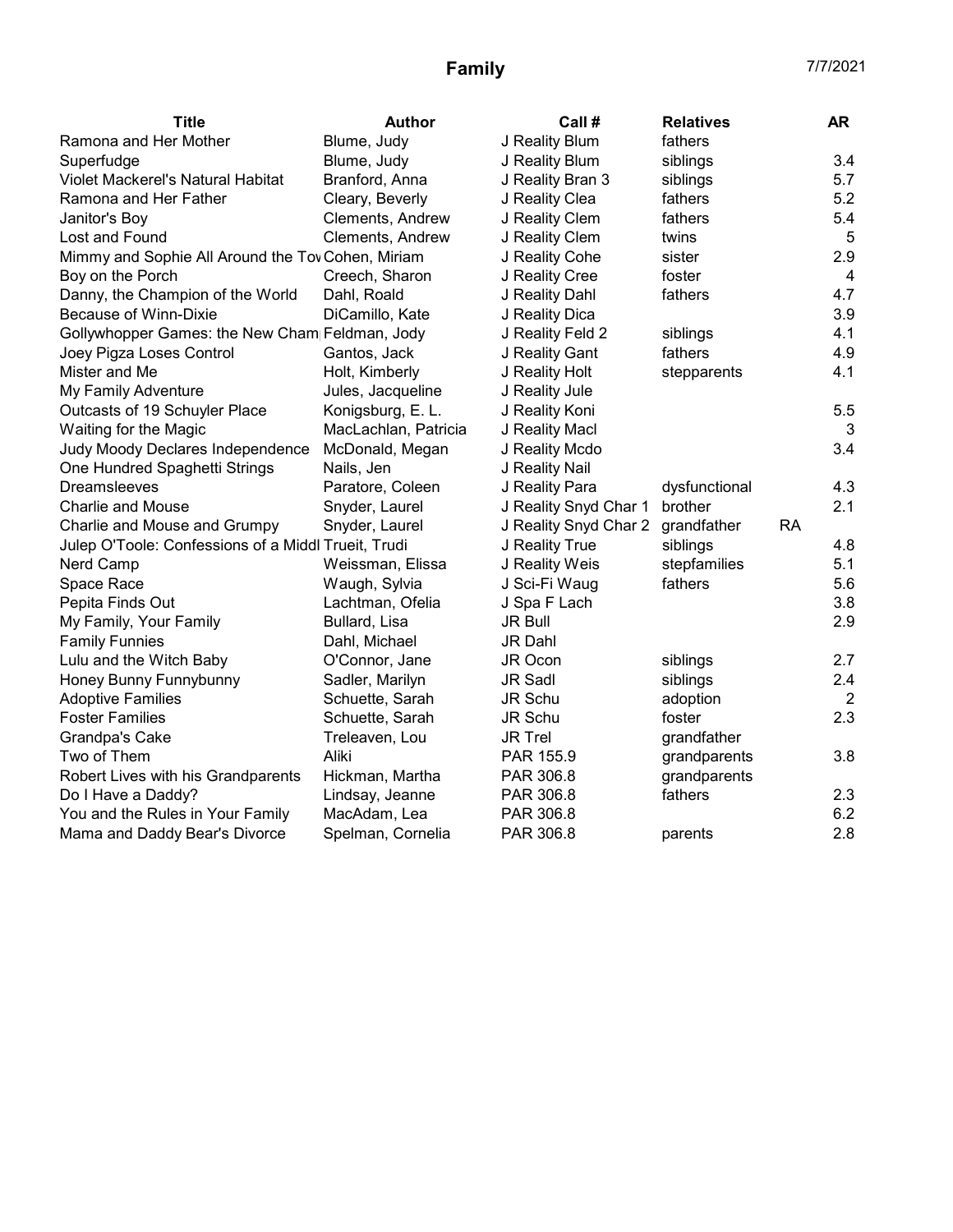# Family

7/7/2021

| Title | Author | Call # | Relatives | | AR |
|---|---|---|---|---|---|
| Ramona and Her Mother | Blume, Judy | J Reality Blum | fathers | | |
| Superfudge | Blume, Judy | J Reality Blum | siblings | | 3.4 |
| Violet Mackerel's Natural Habitat | Branford, Anna | J Reality Bran 3 | siblings | | 5.7 |
| Ramona and Her Father | Cleary, Beverly | J Reality Clea | fathers | | 5.2 |
| Janitor's Boy | Clements, Andrew | J Reality Clem | fathers | | 5.4 |
| Lost and Found | Clements, Andrew | J Reality Clem | twins | | 5 |
| Mimmy and Sophie All Around the Tov | Cohen, Miriam | J Reality Cohe | sister | | 2.9 |
| Boy on the Porch | Creech, Sharon | J Reality Cree | foster | | 4 |
| Danny, the Champion of the World | Dahl, Roald | J Reality Dahl | fathers | | 4.7 |
| Because of Winn-Dixie | DiCamillo, Kate | J Reality Dica | | | 3.9 |
| Gollywhopper Games: the New Cham | Feldman, Jody | J Reality Feld 2 | siblings | | 4.1 |
| Joey Pigza Loses Control | Gantos, Jack | J Reality Gant | fathers | | 4.9 |
| Mister and Me | Holt, Kimberly | J Reality Holt | stepparents | | 4.1 |
| My Family Adventure | Jules, Jacqueline | J Reality Jule | | | |
| Outcasts of 19 Schuyler Place | Konigsburg, E. L. | J Reality Koni | | | 5.5 |
| Waiting for the Magic | MacLachlan, Patricia | J Reality Macl | | | 3 |
| Judy Moody Declares Independence | McDonald, Megan | J Reality Mcdo | | | 3.4 |
| One Hundred Spaghetti Strings | Nails, Jen | J Reality Nail | | | |
| Dreamsleeves | Paratore, Coleen | J Reality Para | dysfunctional | | 4.3 |
| Charlie and Mouse | Snyder, Laurel | J Reality Snyd Char 1 | brother | | 2.1 |
| Charlie and Mouse and Grumpy | Snyder, Laurel | J Reality Snyd Char 2 | grandfather | RA | |
| Julep O'Toole: Confessions of a Middl | Trueit, Trudi | J Reality True | siblings | | 4.8 |
| Nerd Camp | Weissman, Elissa | J Reality Weis | stepfamilies | | 5.1 |
| Space Race | Waugh, Sylvia | J Sci-Fi Waug | fathers | | 5.6 |
| Pepita Finds Out | Lachtman, Ofelia | J Spa F Lach | | | 3.8 |
| My Family, Your Family | Bullard, Lisa | JR Bull | | | 2.9 |
| Family Funnies | Dahl, Michael | JR Dahl | | | |
| Lulu and the Witch Baby | O'Connor, Jane | JR Ocon | siblings | | 2.7 |
| Honey Bunny Funnybunny | Sadler, Marilyn | JR Sadl | siblings | | 2.4 |
| Adoptive Families | Schuette, Sarah | JR Schu | adoption | | 2 |
| Foster Families | Schuette, Sarah | JR Schu | foster | | 2.3 |
| Grandpa's Cake | Treleaven, Lou | JR Trel | grandfather | | |
| Two of Them | Aliki | PAR 155.9 | grandparents | | 3.8 |
| Robert Lives with his Grandparents | Hickman, Martha | PAR 306.8 | grandparents | | |
| Do I Have a Daddy? | Lindsay, Jeanne | PAR 306.8 | fathers | | 2.3 |
| You and the Rules in Your Family | MacAdam, Lea | PAR 306.8 | | | 6.2 |
| Mama and Daddy Bear's Divorce | Spelman, Cornelia | PAR 306.8 | parents | | 2.8 |